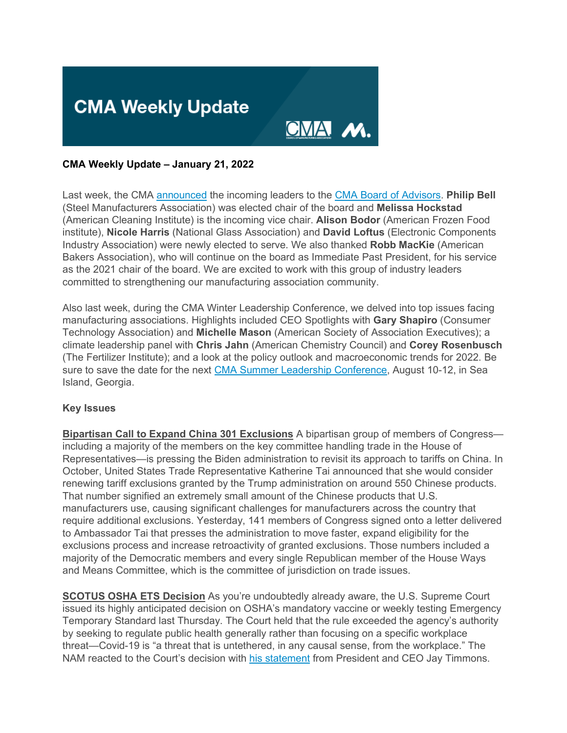# CMA Weekly Update

**CMA Weekly Update – January 21, 2022**

Last week, the CMA announced the incoming leaders to the CMA Board of Advisors. **Philip Bell** (Steel Manufacturers Association) was elected chair of the board and **Melissa Hockstad** (American Cleaning Institute) is the incoming vice chair. **Alison Bodor** (American Frozen Food institute), **Nicole Harris** (National Glass Association) and **David Loftus** (Electronic Components Industry Association) were newly elected to serve. We also thanked **Robb MacKie** (American Bakers Association), who will continue on the board as Immediate Past President, for his service as the 2021 chair of the board. We are excited to work with this group of industry leaders committed to strengthening our manufacturing association community.

Also last week, during the CMA Winter Leadership Conference, we delved into top issues facing manufacturing associations. Highlights included CEO Spotlights with **Gary Shapiro** (Consumer Technology Association) and **Michelle Mason** (American Society of Association Executives); a climate leadership panel with **Chris Jahn** (American Chemistry Council) and **Corey Rosenbusch** (The Fertilizer Institute); and a look at the policy outlook and macroeconomic trends for 2022. Be sure to save the date for the next CMA Summer Leadership Conference, August 10-12, in Sea Island, Georgia.

**Key Issues**

**Bipartisan Call to Expand China 301 Exclusions** A bipartisan group of members of Congress—including a majority of the members on the key committee handling trade in the House of Representatives—is pressing the Biden administration to revisit its approach to tariffs on China. In October, United States Trade Representative Katherine Tai announced that she would consider renewing tariff exclusions granted by the Trump administration on around 550 Chinese products. That number signified an extremely small amount of the Chinese products that U.S. manufacturers use, causing significant challenges for manufacturers across the country that require additional exclusions. Yesterday, 141 members of Congress signed onto a letter delivered to Ambassador Tai that presses the administration to move faster, expand eligibility for the exclusions process and increase retroactivity of granted exclusions. Those numbers included a majority of the Democratic members and every single Republican member of the House Ways and Means Committee, which is the committee of jurisdiction on trade issues.

**SCOTUS OSHA ETS Decision** As you're undoubtedly already aware, the U.S. Supreme Court issued its highly anticipated decision on OSHA's mandatory vaccine or weekly testing Emergency Temporary Standard last Thursday. The Court held that the rule exceeded the agency's authority by seeking to regulate public health generally rather than focusing on a specific workplace threat—Covid-19 is "a threat that is untethered, in any causal sense, from the workplace." The NAM reacted to the Court's decision with his statement from President and CEO Jay Timmons.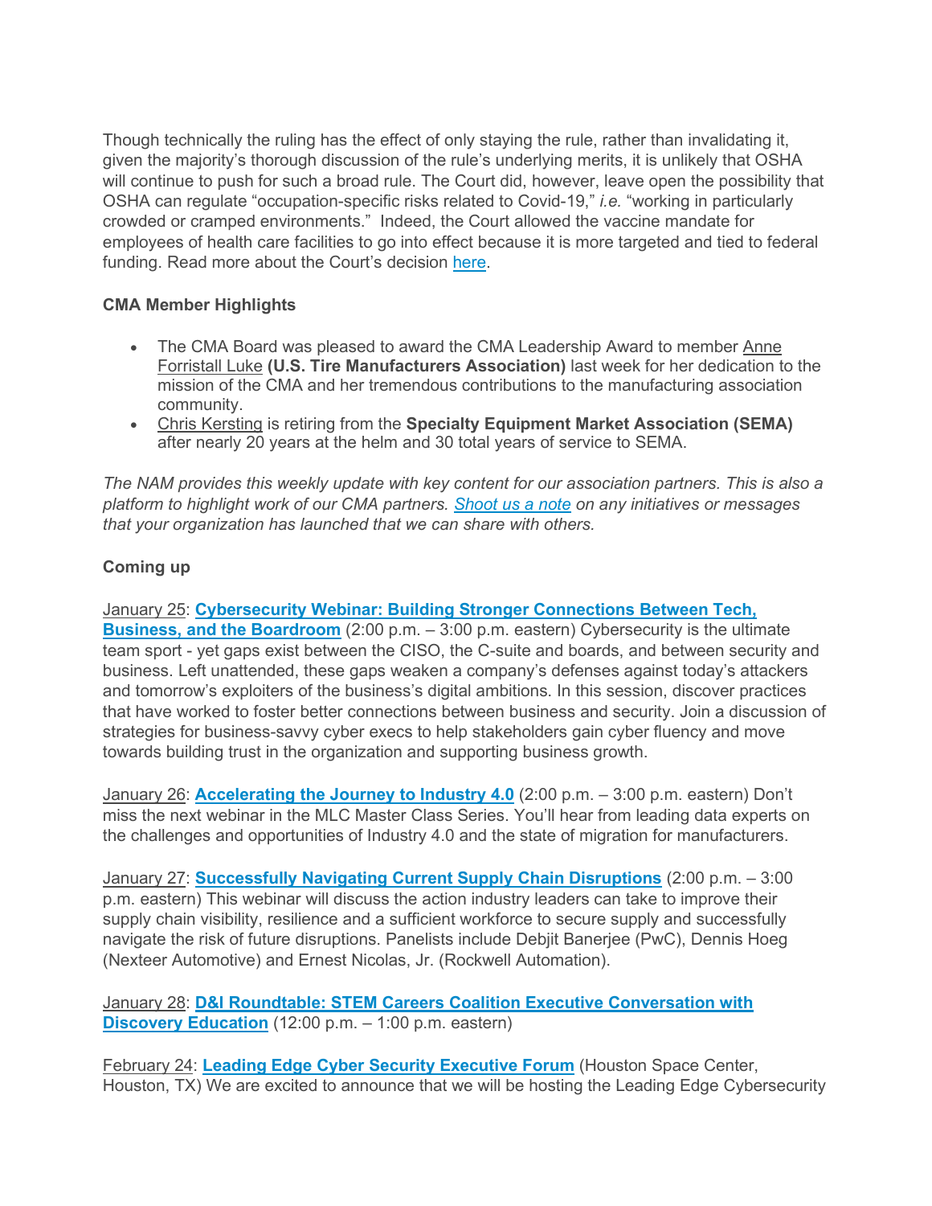Though technically the ruling has the effect of only staying the rule, rather than invalidating it, given the majority's thorough discussion of the rule's underlying merits, it is unlikely that OSHA will continue to push for such a broad rule. The Court did, however, leave open the possibility that OSHA can regulate "occupation-specific risks related to Covid-19," *i.e.* "working in particularly crowded or cramped environments." Indeed, the Court allowed the vaccine mandate for employees of health care facilities to go into effect because it is more targeted and tied to federal funding. Read more about the Court's decision here.

**CMA Member Highlights**

- The CMA Board was pleased to award the CMA Leadership Award to member Anne Forristall Luke **(U.S. Tire Manufacturers Association)** last week for her dedication to the mission of the CMA and her tremendous contributions to the manufacturing association community.
- Chris Kersting is retiring from the **Specialty Equipment Market Association (SEMA)** after nearly 20 years at the helm and 30 total years of service to SEMA.

*The NAM provides this weekly update with key content for our association partners. This is also a platform to highlight work of our CMA partners. Shoot us a note on any initiatives or messages that your organization has launched that we can share with others.*

**Coming up**

January 25: **Cybersecurity Webinar: Building Stronger Connections Between Tech, Business, and the Boardroom** (2:00 p.m. – 3:00 p.m. eastern) Cybersecurity is the ultimate team sport - yet gaps exist between the CISO, the C-suite and boards, and between security and business. Left unattended, these gaps weaken a company's defenses against today's attackers and tomorrow's exploiters of the business's digital ambitions. In this session, discover practices that have worked to foster better connections between business and security. Join a discussion of strategies for business-savvy cyber execs to help stakeholders gain cyber fluency and move towards building trust in the organization and supporting business growth.

January 26: **Accelerating the Journey to Industry 4.0** (2:00 p.m. – 3:00 p.m. eastern) Don't miss the next webinar in the MLC Master Class Series. You'll hear from leading data experts on the challenges and opportunities of Industry 4.0 and the state of migration for manufacturers.

January 27: **Successfully Navigating Current Supply Chain Disruptions** (2:00 p.m. – 3:00 p.m. eastern) This webinar will discuss the action industry leaders can take to improve their supply chain visibility, resilience and a sufficient workforce to secure supply and successfully navigate the risk of future disruptions. Panelists include Debjit Banerjee (PwC), Dennis Hoeg (Nexteer Automotive) and Ernest Nicolas, Jr. (Rockwell Automation).

January 28: **D&I Roundtable: STEM Careers Coalition Executive Conversation with Discovery Education** (12:00 p.m. – 1:00 p.m. eastern)

February 24: **Leading Edge Cyber Security Executive Forum** (Houston Space Center, Houston, TX) We are excited to announce that we will be hosting the Leading Edge Cybersecurity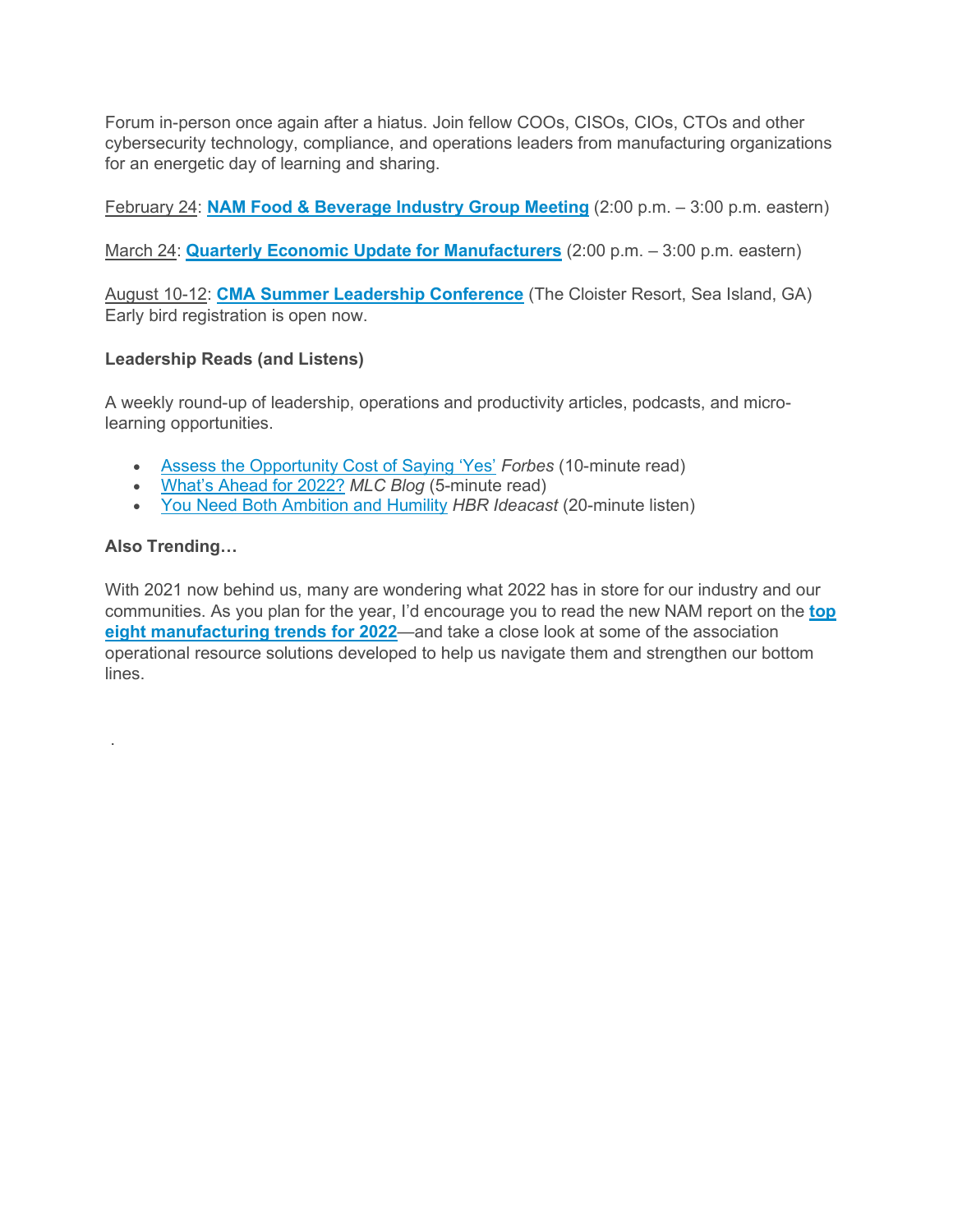Forum in-person once again after a hiatus. Join fellow COOs, CISOs, CIOs, CTOs and other cybersecurity technology, compliance, and operations leaders from manufacturing organizations for an energetic day of learning and sharing.

February 24: **NAM Food & Beverage Industry Group Meeting** (2:00 p.m. – 3:00 p.m. eastern)

March 24: **Quarterly Economic Update for Manufacturers** (2:00 p.m. – 3:00 p.m. eastern)

August 10-12: **CMA Summer Leadership Conference** (The Cloister Resort, Sea Island, GA) Early bird registration is open now.

**Leadership Reads (and Listens)**

A weekly round-up of leadership, operations and productivity articles, podcasts, and micro-learning opportunities.

- Assess the Opportunity Cost of Saying 'Yes' *Forbes* (10-minute read)
- What's Ahead for 2022? *MLC Blog* (5-minute read)
- You Need Both Ambition and Humility *HBR Ideacast* (20-minute listen)

**Also Trending…**

With 2021 now behind us, many are wondering what 2022 has in store for our industry and our communities. As you plan for the year, I'd encourage you to read the new NAM report on the **top eight manufacturing trends for 2022**—and take a close look at some of the association operational resource solutions developed to help us navigate them and strengthen our bottom lines.

.